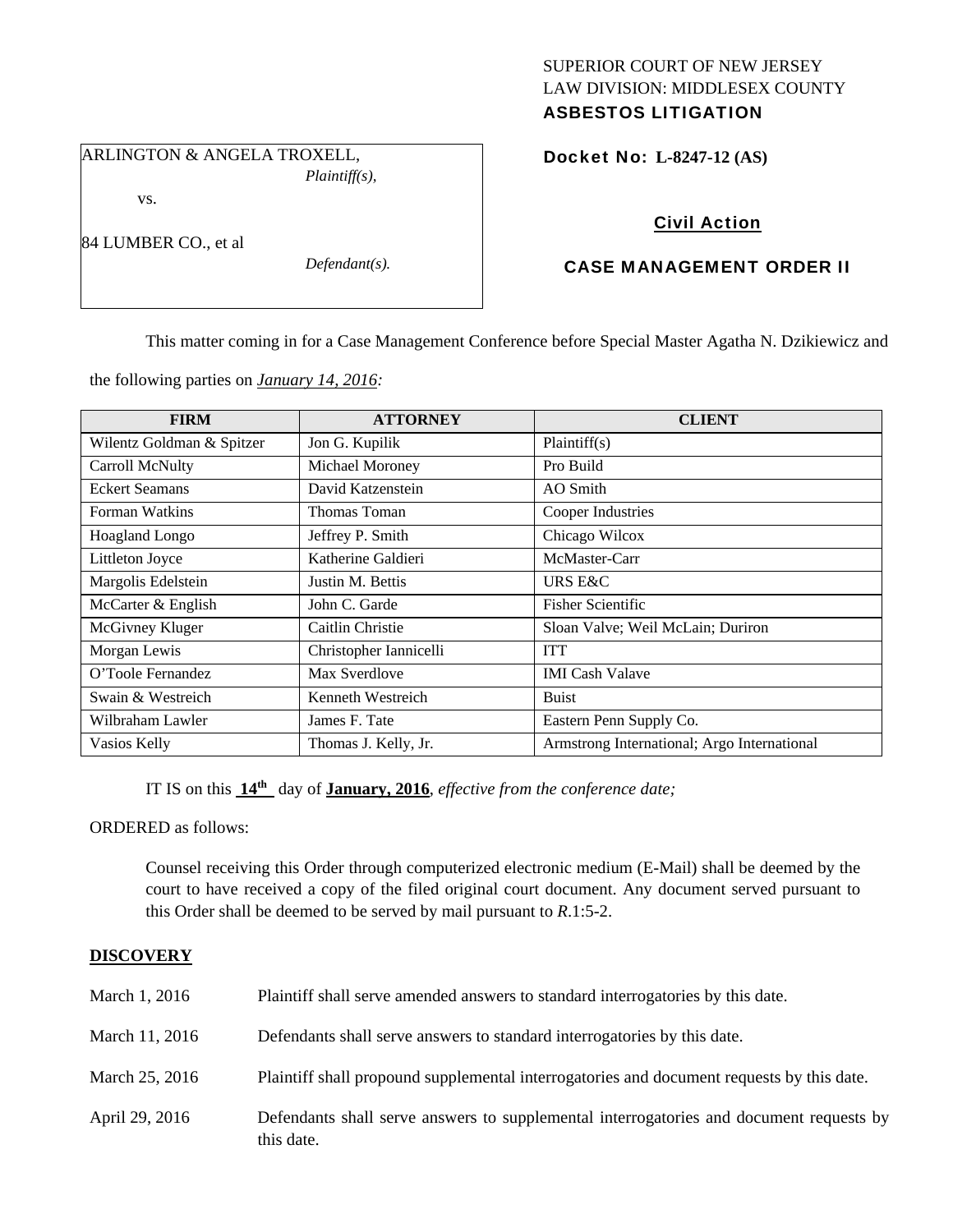SUPERIOR COURT OF NEW JERSEY
LAW DIVISION: MIDDLESEX COUNTY
**ASBESTOS LITIGATION**

ARLINGTON & ANGELA TROXELL,
*Plaintiff(s),*

vs.

84 LUMBER CO., et al
*Defendant(s).*

**Docket No: L-8247-12 (AS)**

**Civil Action**

**CASE MANAGEMENT ORDER II**

This matter coming in for a Case Management Conference before Special Master Agatha N. Dzikiewicz and the following parties on *January 14, 2016:*

| FIRM | ATTORNEY | CLIENT |
|---|---|---|
| Wilentz Goldman & Spitzer | Jon G. Kupilik | Plaintiff(s) |
| Carroll McNulty | Michael Moroney | Pro Build |
| Eckert Seamans | David Katzenstein | AO Smith |
| Forman Watkins | Thomas Toman | Cooper Industries |
| Hoagland Longo | Jeffrey P. Smith | Chicago Wilcox |
| Littleton Joyce | Katherine Galdieri | McMaster-Carr |
| Margolis Edelstein | Justin M. Bettis | URS E&C |
| McCarter & English | John C. Garde | Fisher Scientific |
| McGivney Kluger | Caitlin Christie | Sloan Valve; Weil McLain; Duriron |
| Morgan Lewis | Christopher Iannicelli | ITT |
| O'Toole Fernandez | Max Sverdlove | IMI Cash Valave |
| Swain & Westreich | Kenneth Westreich | Buist |
| Wilbraham Lawler | James F. Tate | Eastern Penn Supply Co. |
| Vasios Kelly | Thomas J. Kelly, Jr. | Armstrong International; Argo International |

IT IS on this **14th** day of **January, 2016**, *effective from the conference date;*

ORDERED as follows:

Counsel receiving this Order through computerized electronic medium (E-Mail) shall be deemed by the court to have received a copy of the filed original court document. Any document served pursuant to this Order shall be deemed to be served by mail pursuant to *R*.1:5-2.

**DISCOVERY**

| | |
|---|---|
| March 1, 2016 | Plaintiff shall serve amended answers to standard interrogatories by this date. |
| March 11, 2016 | Defendants shall serve answers to standard interrogatories by this date. |
| March 25, 2016 | Plaintiff shall propound supplemental interrogatories and document requests by this date. |
| April 29, 2016 | Defendants shall serve answers to supplemental interrogatories and document requests by this date. |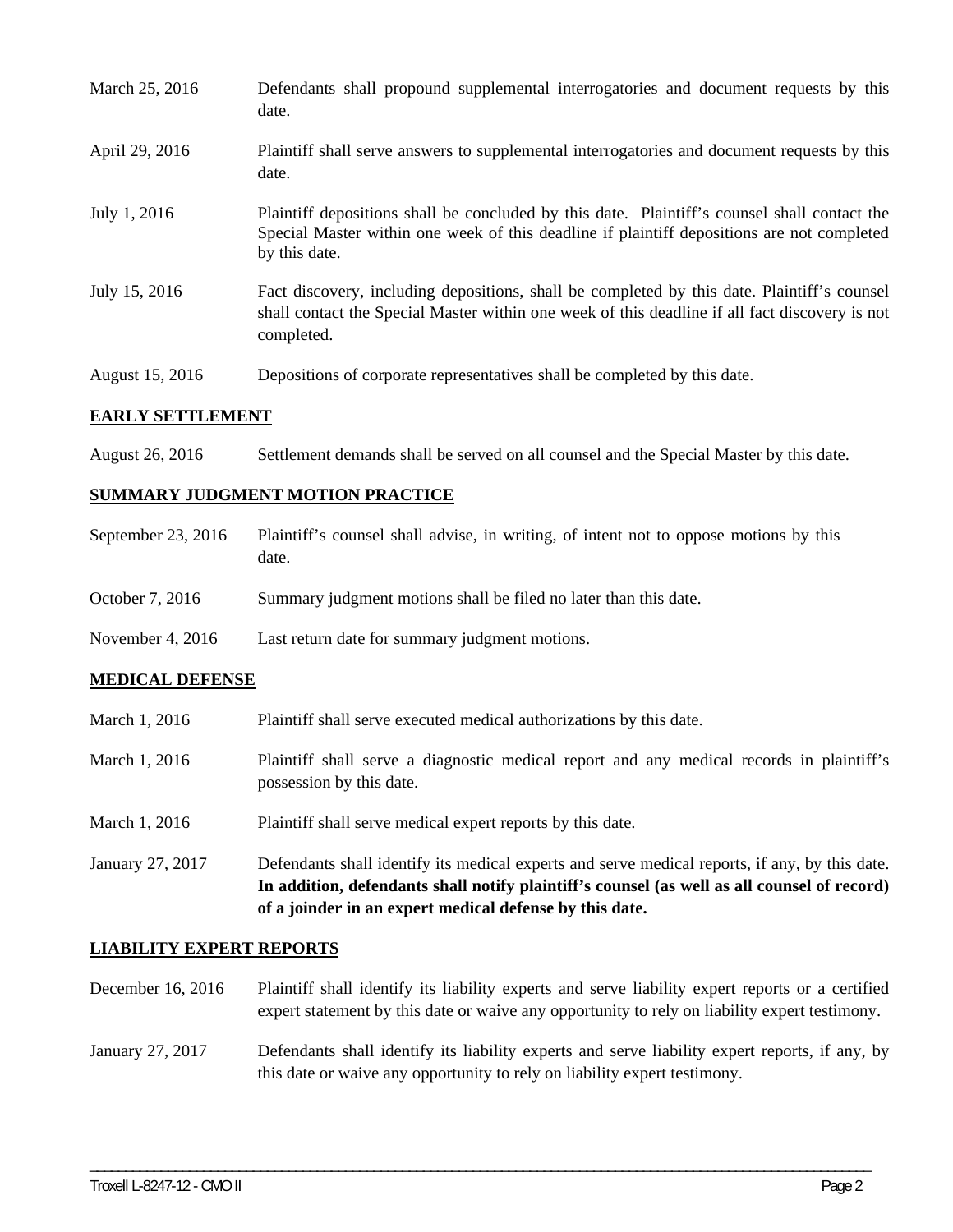| | |
|---|---|
| March 25, 2016 | Defendants shall propound supplemental interrogatories and document requests by this date. |
| April 29, 2016 | Plaintiff shall serve answers to supplemental interrogatories and document requests by this date. |
| July 1, 2016 | Plaintiff depositions shall be concluded by this date. Plaintiff's counsel shall contact the Special Master within one week of this deadline if plaintiff depositions are not completed by this date. |
| July 15, 2016 | Fact discovery, including depositions, shall be completed by this date. Plaintiff's counsel shall contact the Special Master within one week of this deadline if all fact discovery is not completed. |
| August 15, 2016 | Depositions of corporate representatives shall be completed by this date. |

## EARLY SETTLEMENT

| | |
|---|---|
| August 26, 2016 | Settlement demands shall be served on all counsel and the Special Master by this date. |

## SUMMARY JUDGMENT MOTION PRACTICE

| | |
|---|---|
| September 23, 2016 | Plaintiff's counsel shall advise, in writing, of intent not to oppose motions by this date. |
| October 7, 2016 | Summary judgment motions shall be filed no later than this date. |
| November 4, 2016 | Last return date for summary judgment motions. |

## MEDICAL DEFENSE

| | |
|---|---|
| March 1, 2016 | Plaintiff shall serve executed medical authorizations by this date. |
| March 1, 2016 | Plaintiff shall serve a diagnostic medical report and any medical records in plaintiff's possession by this date. |
| March 1, 2016 | Plaintiff shall serve medical expert reports by this date. |
| January 27, 2017 | Defendants shall identify its medical experts and serve medical reports, if any, by this date. **In addition, defendants shall notify plaintiff's counsel (as well as all counsel of record) of a joinder in an expert medical defense by this date.** |

## LIABILITY EXPERT REPORTS

| | |
|---|---|
| December 16, 2016 | Plaintiff shall identify its liability experts and serve liability expert reports or a certified expert statement by this date or waive any opportunity to rely on liability expert testimony. |
| January 27, 2017 | Defendants shall identify its liability experts and serve liability expert reports, if any, by this date or waive any opportunity to rely on liability expert testimony. |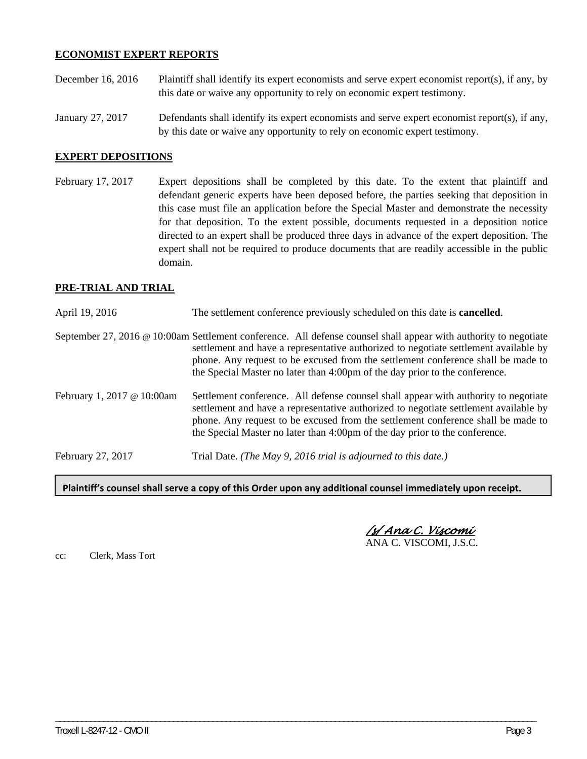**ECONOMIST EXPERT REPORTS**

| | |
|---|---|
| December 16, 2016 | Plaintiff shall identify its expert economists and serve expert economist report(s), if any, by this date or waive any opportunity to rely on economic expert testimony. |
| January 27, 2017 | Defendants shall identify its expert economists and serve expert economist report(s), if any, by this date or waive any opportunity to rely on economic expert testimony. |

**EXPERT DEPOSITIONS**

| | |
|---|---|
| February 17, 2017 | Expert depositions shall be completed by this date. To the extent that plaintiff and defendant generic experts have been deposed before, the parties seeking that deposition in this case must file an application before the Special Master and demonstrate the necessity for that deposition. To the extent possible, documents requested in a deposition notice directed to an expert shall be produced three days in advance of the expert deposition. The expert shall not be required to produce documents that are readily accessible in the public domain. |

**PRE-TRIAL AND TRIAL**

| | |
|---|---|
| April 19, 2016 | The settlement conference previously scheduled on this date is **cancelled**. |
| September 27, 2016 @ 10:00am | Settlement conference. All defense counsel shall appear with authority to negotiate settlement and have a representative authorized to negotiate settlement available by phone. Any request to be excused from the settlement conference shall be made to the Special Master no later than 4:00pm of the day prior to the conference. |
| February 1, 2017 @ 10:00am | Settlement conference. All defense counsel shall appear with authority to negotiate settlement and have a representative authorized to negotiate settlement available by phone. Any request to be excused from the settlement conference shall be made to the Special Master no later than 4:00pm of the day prior to the conference. |
| February 27, 2017 | Trial Date. *(The May 9, 2016 trial is adjourned to this date.)* |

**Plaintiff's counsel shall serve a copy of this Order upon any additional counsel immediately upon receipt.**

*/s/ Ana C. Viscomi*
ANA C. VISCOMI, J.S.C.

cc: Clerk, Mass Tort